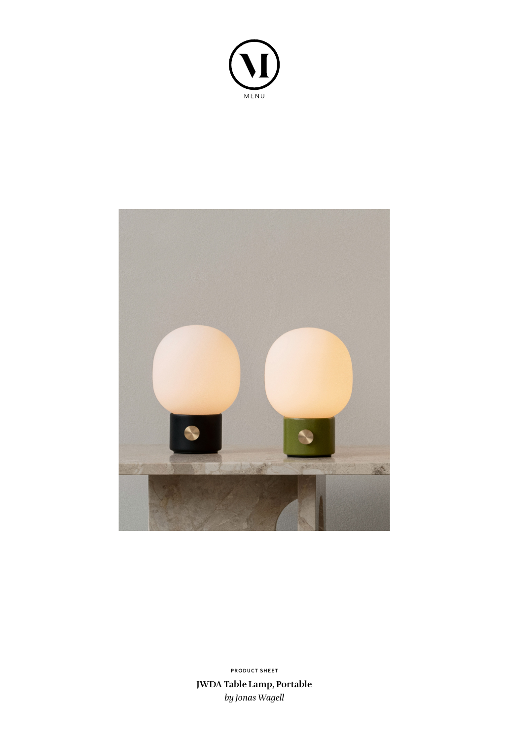MENU

PRODUCT SHEET

**JWDA Table Lamp, Portable**

*by Jonas Wagell*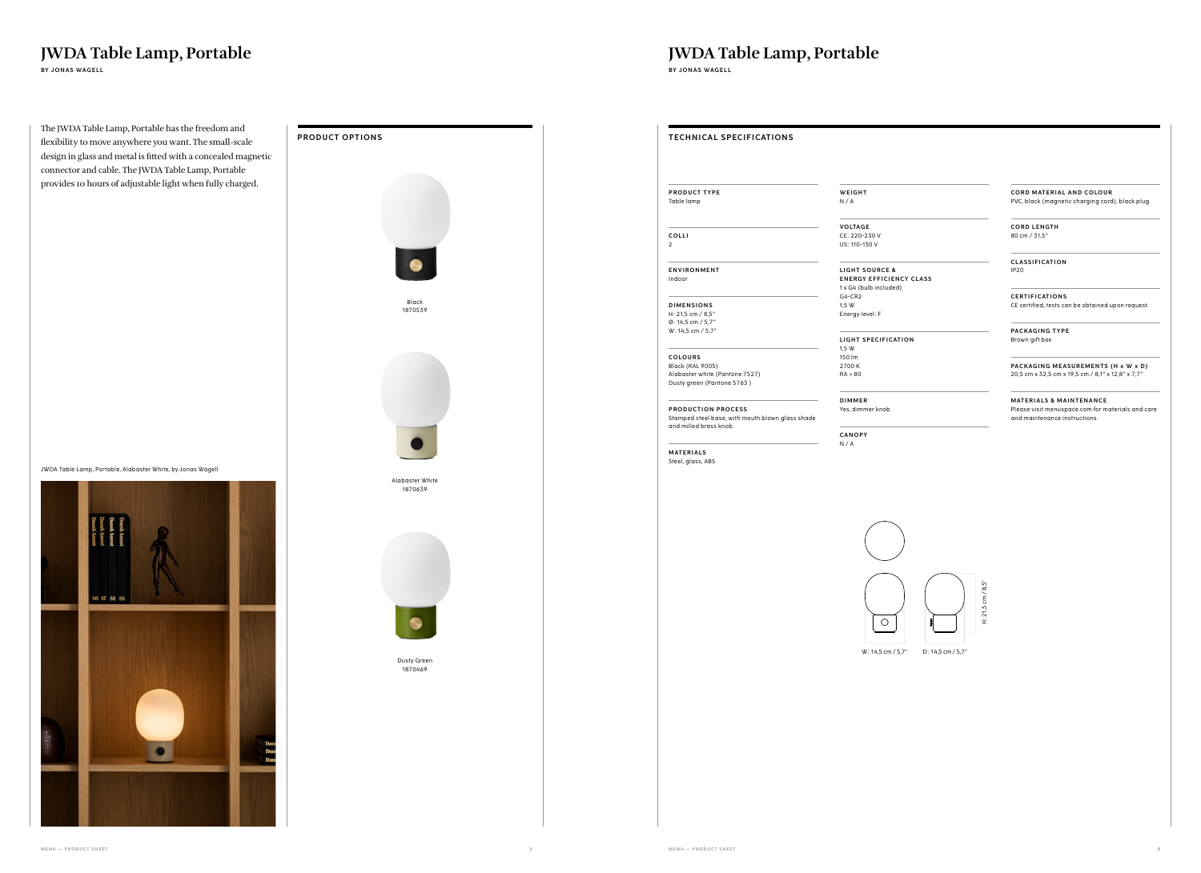# JWDA Table Lamp, Portable

**BY JONAS WAGELL**

The JWDA Table Lamp, Portable has the freedom and flexibility to move anywhere you want. The small-scale design in glass and metal is fitted with a concealed magnetic connector and cable. The JWDA Table Lamp, Portable provides 10 hours of adjustable light when fully charged.

JWDA Table Lamp, Portable, Alabaster White, by Jonas Wagell

## PRODUCT OPTIONS

Black
1870539

Alabaster White
1870639

Dusty Green
1870469

# JWDA Table Lamp, Portable

**BY JONAS WAGELL**

## TECHNICAL SPECIFICATIONS

**PRODUCT TYPE**
Table lamp

**COLLI**
2

**ENVIRONMENT**
Indoor

**DIMENSIONS**
H: 21,5 cm / 8,5"
Ø: 14,5 cm / 5,7"
W: 14,5 cm / 5,7"

**COLOURS**
Black (RAL 9005)
Alabaster white (Pantone 7527)
Dusty green (Pantone 5763 )

**PRODUCTION PROCESS**
Stamped steel base, with mouth blown glass shade and milled brass knob.

**MATERIALS**
Steel, glass, ABS

**WEIGHT**
N / A

**VOLTAGE**
CE: 220-230 V
US: 110-130 V

**LIGHT SOURCE & ENERGY EFFICIENCY CLASS**
1 x G4 (bulb included)
G4-CR2
1,5 W
Energy level: F

**LIGHT SPECIFICATION**
1,5 W
150 lm
2700 K
RA > 80

**DIMMER**
Yes, dimmer knob

**CANOPY**
N / A

**CORD MATERIAL AND COLOUR**
PVC, black (magnetic charging cord), black plug

**CORD LENGTH**
80 cm / 31,5"

**CLASSIFICATION**
IP20

**CERTIFICATIONS**
CE certified, tests can be obtained upon request.

**PACKAGING TYPE**
Brown gift box

**PACKAGING MEASUREMENTS (H x W x D)**
20,5 cm x 32,5 cm x 19,5 cm / 8,1" x 12,8" x 7,7"

**MATERIALS & MAINTENANCE**
Please visit menuspace.com for materials and care and maintenance instructions.

H: 21,5 cm / 8,5"

W: 14,5 cm / 5,7"

D: 14,5 cm / 5,7"